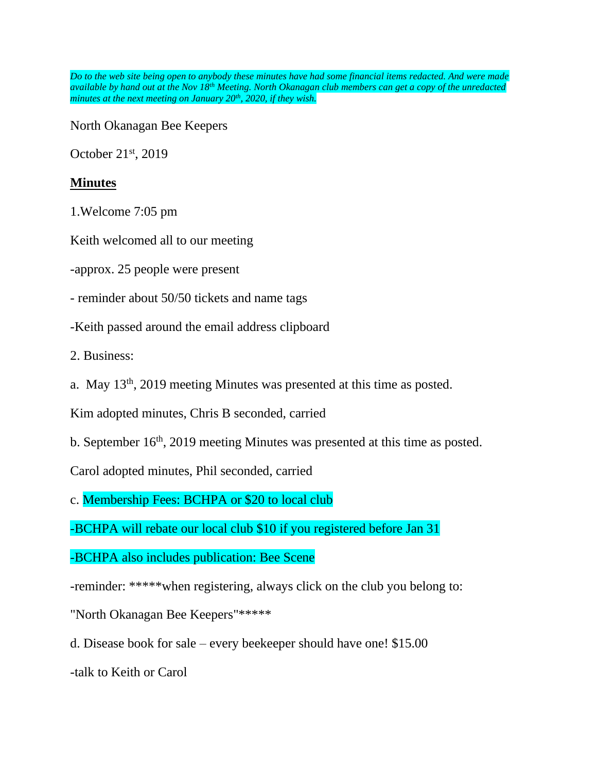*Do to the web site being open to anybody these minutes have had some financial items redacted. And were made available by hand out at the Nov 18th Meeting. North Okanagan club members can get a copy of the unredacted minutes at the next meeting on January 20th, 2020, if they wish.*

North Okanagan Bee Keepers

October 21st, 2019

**Minutes**

1.Welcome 7:05 pm

Keith welcomed all to our meeting

-approx. 25 people were present

- reminder about 50/50 tickets and name tags

-Keith passed around the email address clipboard

2. Business:

a.  May 13th, 2019 meeting Minutes was presented at this time as posted.

Kim adopted minutes, Chris B seconded, carried

b. September 16th, 2019 meeting Minutes was presented at this time as posted.

Carol adopted minutes, Phil seconded, carried

c. Membership Fees: BCHPA or $20 to local club

-BCHPA will rebate our local club $10 if you registered before Jan 31

-BCHPA also includes publication: Bee Scene

-reminder: *****when registering, always click on the club you belong to:

"North Okanagan Bee Keepers"*****

d. Disease book for sale – every beekeeper should have one! $15.00

-talk to Keith or Carol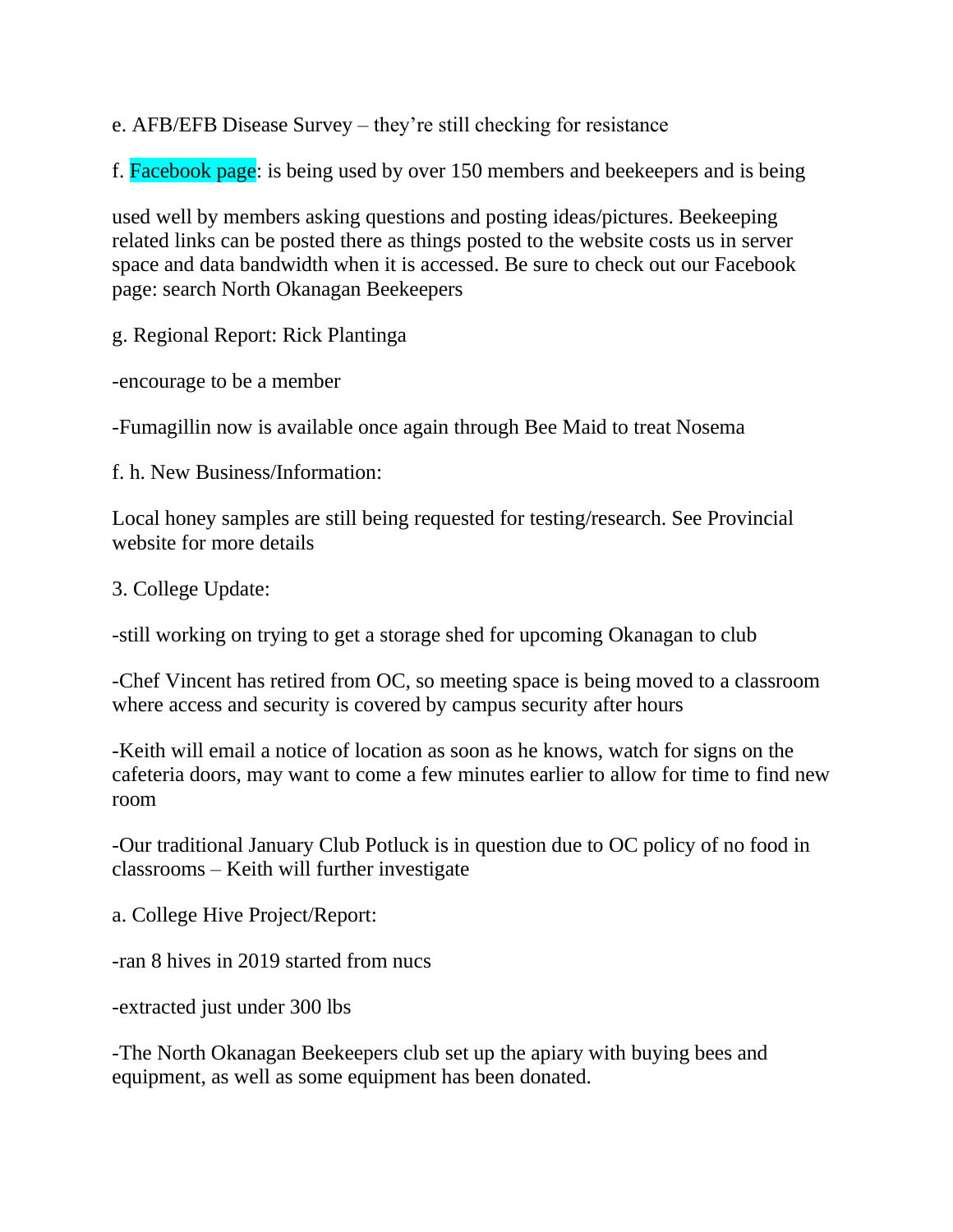e. AFB/EFB Disease Survey – they're still checking for resistance

f. Facebook page: is being used by over 150 members and beekeepers and is being

used well by members asking questions and posting ideas/pictures. Beekeeping related links can be posted there as things posted to the website costs us in server space and data bandwidth when it is accessed. Be sure to check out our Facebook page: search North Okanagan Beekeepers

g. Regional Report: Rick Plantinga

-encourage to be a member

-Fumagillin now is available once again through Bee Maid to treat Nosema

f. h. New Business/Information:

Local honey samples are still being requested for testing/research. See Provincial website for more details

3. College Update:

-still working on trying to get a storage shed for upcoming Okanagan to club

-Chef Vincent has retired from OC, so meeting space is being moved to a classroom where access and security is covered by campus security after hours

-Keith will email a notice of location as soon as he knows, watch for signs on the cafeteria doors, may want to come a few minutes earlier to allow for time to find new room

-Our traditional January Club Potluck is in question due to OC policy of no food in classrooms – Keith will further investigate

a. College Hive Project/Report:

-ran 8 hives in 2019 started from nucs

-extracted just under 300 lbs

-The North Okanagan Beekeepers club set up the apiary with buying bees and equipment, as well as some equipment has been donated.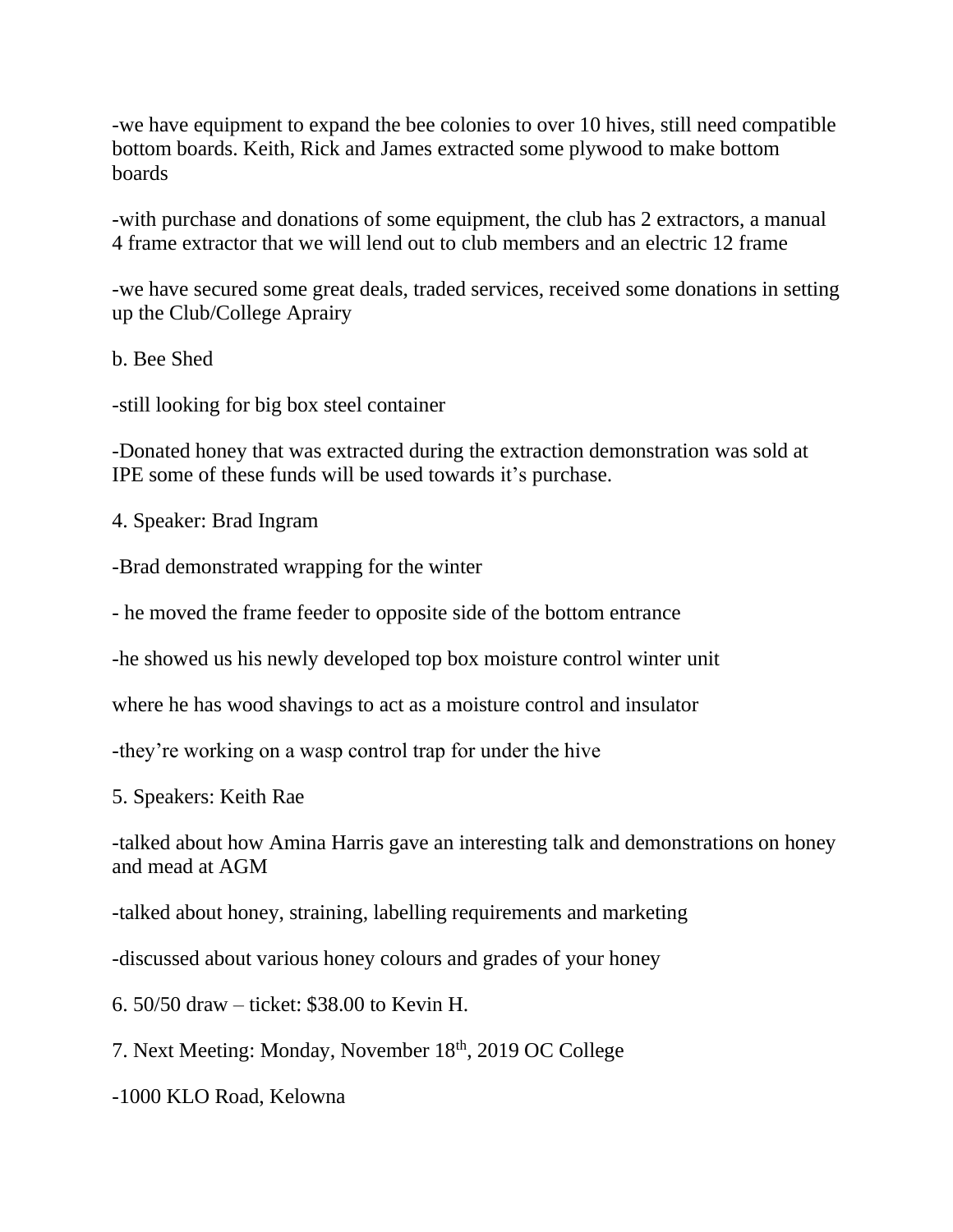-we have equipment to expand the bee colonies to over 10 hives, still need compatible bottom boards. Keith, Rick and James extracted some plywood to make bottom boards

-with purchase and donations of some equipment, the club has 2 extractors, a manual 4 frame extractor that we will lend out to club members and an electric 12 frame

-we have secured some great deals, traded services, received some donations in setting up the Club/College Aprairy

b. Bee Shed

-still looking for big box steel container

-Donated honey that was extracted during the extraction demonstration was sold at IPE some of these funds will be used towards it's purchase.

4. Speaker: Brad Ingram

-Brad demonstrated wrapping for the winter

- he moved the frame feeder to opposite side of the bottom entrance

-he showed us his newly developed top box moisture control winter unit

where he has wood shavings to act as a moisture control and insulator

-they're working on a wasp control trap for under the hive

5. Speakers: Keith Rae

-talked about how Amina Harris gave an interesting talk and demonstrations on honey and mead at AGM

-talked about honey, straining, labelling requirements and marketing

-discussed about various honey colours and grades of your honey

6. 50/50 draw – ticket: $38.00 to Kevin H.

7. Next Meeting: Monday, November 18th, 2019 OC College

-1000 KLO Road, Kelowna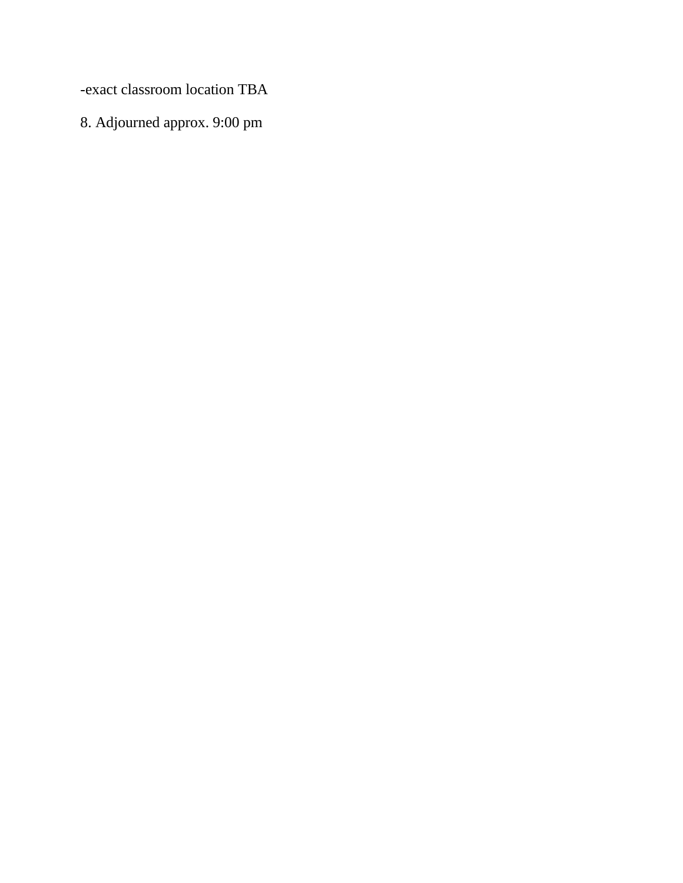-exact classroom location TBA

8. Adjourned approx. 9:00 pm